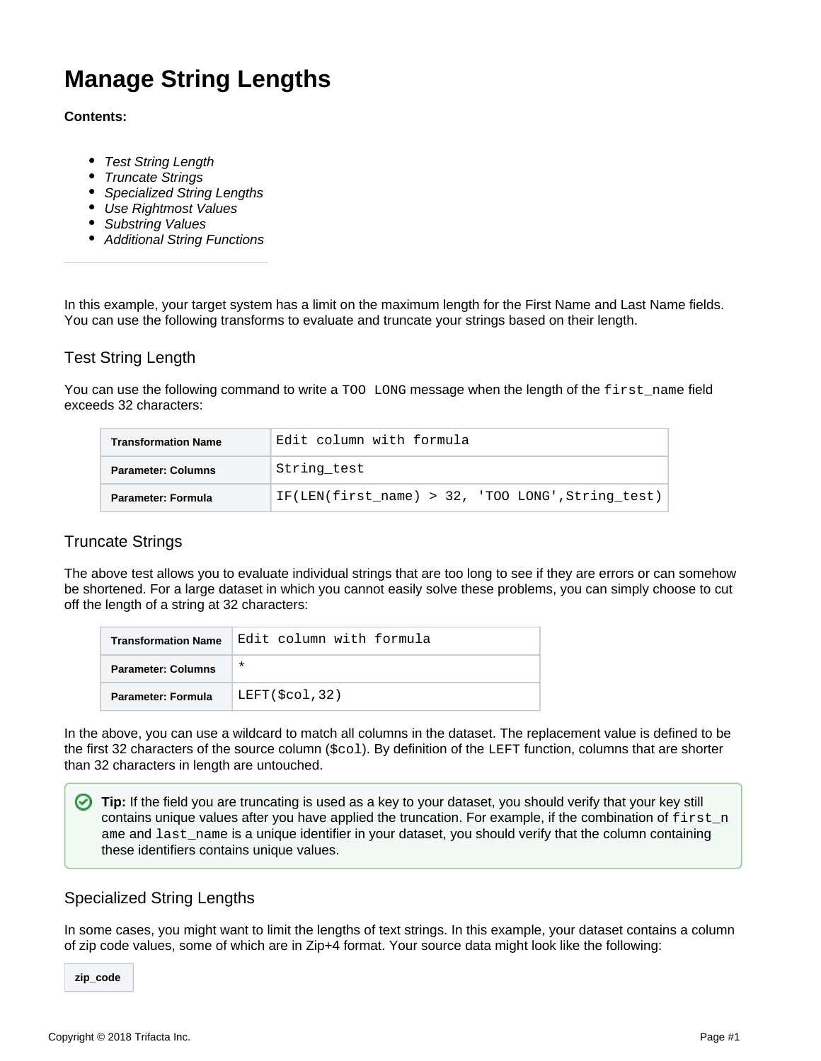# Manage String Lengths

**Contents:**

- *Test String Length*
- *Truncate Strings*
- *Specialized String Lengths*
- *Use Rightmost Values*
- *Substring Values*
- *Additional String Functions*

---

In this example, your target system has a limit on the maximum length for the First Name and Last Name fields. You can use the following transforms to evaluate and truncate your strings based on their length.

## Test String Length

You can use the following command to write a `TOO LONG` message when the length of the `first_name` field exceeds 32 characters:

| **Transformation Name** | `Edit column with formula` |
|---|---|
| **Parameter: Columns** | `String_test` |
| **Parameter: Formula** | `IF(LEN(first_name) > 32, 'TOO LONG',String_test)` |

## Truncate Strings

The above test allows you to evaluate individual strings that are too long to see if they are errors or can somehow be shortened. For a large dataset in which you cannot easily solve these problems, you can simply choose to cut off the length of a string at 32 characters:

| **Transformation Name** | `Edit column with formula` |
|---|---|
| **Parameter: Columns** | `*` |
| **Parameter: Formula** | `LEFT($col,32)` |

In the above, you can use a wildcard to match all columns in the dataset. The replacement value is defined to be the first 32 characters of the source column (`$col`). By definition of the `LEFT` function, columns that are shorter than 32 characters in length are untouched.

> **Tip:** If the field you are truncating is used as a key to your dataset, you should verify that your key still contains unique values after you have applied the truncation. For example, if the combination of `first_name` and `last_name` is a unique identifier in your dataset, you should verify that the column containing these identifiers contains unique values.

## Specialized String Lengths

In some cases, you might want to limit the lengths of text strings. In this example, your dataset contains a column of zip code values, some of which are in Zip+4 format. Your source data might look like the following:

| zip_code |
|---|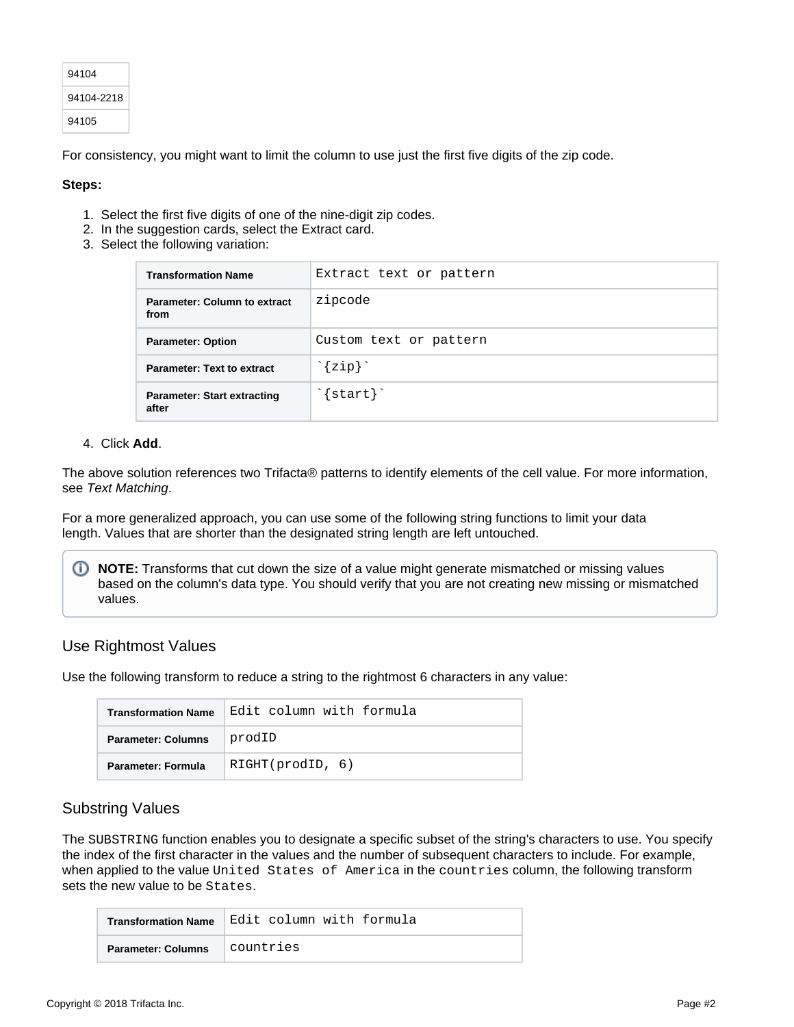| 94104 |
| --- |
| 94104-2218 |
| 94105 |

For consistency, you might want to limit the column to use just the first five digits of the zip code.

**Steps:**

1. Select the first five digits of one of the nine-digit zip codes.
2. In the suggestion cards, select the Extract card.
3. Select the following variation:

| **Transformation Name** | `Extract text or pattern` |
| --- | --- |
| **Parameter: Column to extract from** | `zipcode` |
| **Parameter: Option** | `Custom text or pattern` |
| **Parameter: Text to extract** | `` `{zip}` `` |
| **Parameter: Start extracting after** | `` `{start}` `` |

4. Click **Add**.

The above solution references two Trifacta® patterns to identify elements of the cell value. For more information, see *Text Matching*.

For a more generalized approach, you can use some of the following string functions to limit your data length. Values that are shorter than the designated string length are left untouched.

> **NOTE:** Transforms that cut down the size of a value might generate mismatched or missing values based on the column's data type. You should verify that you are not creating new missing or mismatched values.

## Use Rightmost Values

Use the following transform to reduce a string to the rightmost 6 characters in any value:

| **Transformation Name** | `Edit column with formula` |
| --- | --- |
| **Parameter: Columns** | `prodID` |
| **Parameter: Formula** | `RIGHT(prodID, 6)` |

## Substring Values

The `SUBSTRING` function enables you to designate a specific subset of the string's characters to use. You specify the index of the first character in the values and the number of subsequent characters to include. For example, when applied to the value `United States of America` in the `countries` column, the following transform sets the new value to be `States`.

| **Transformation Name** | `Edit column with formula` |
| --- | --- |
| **Parameter: Columns** | `countries` |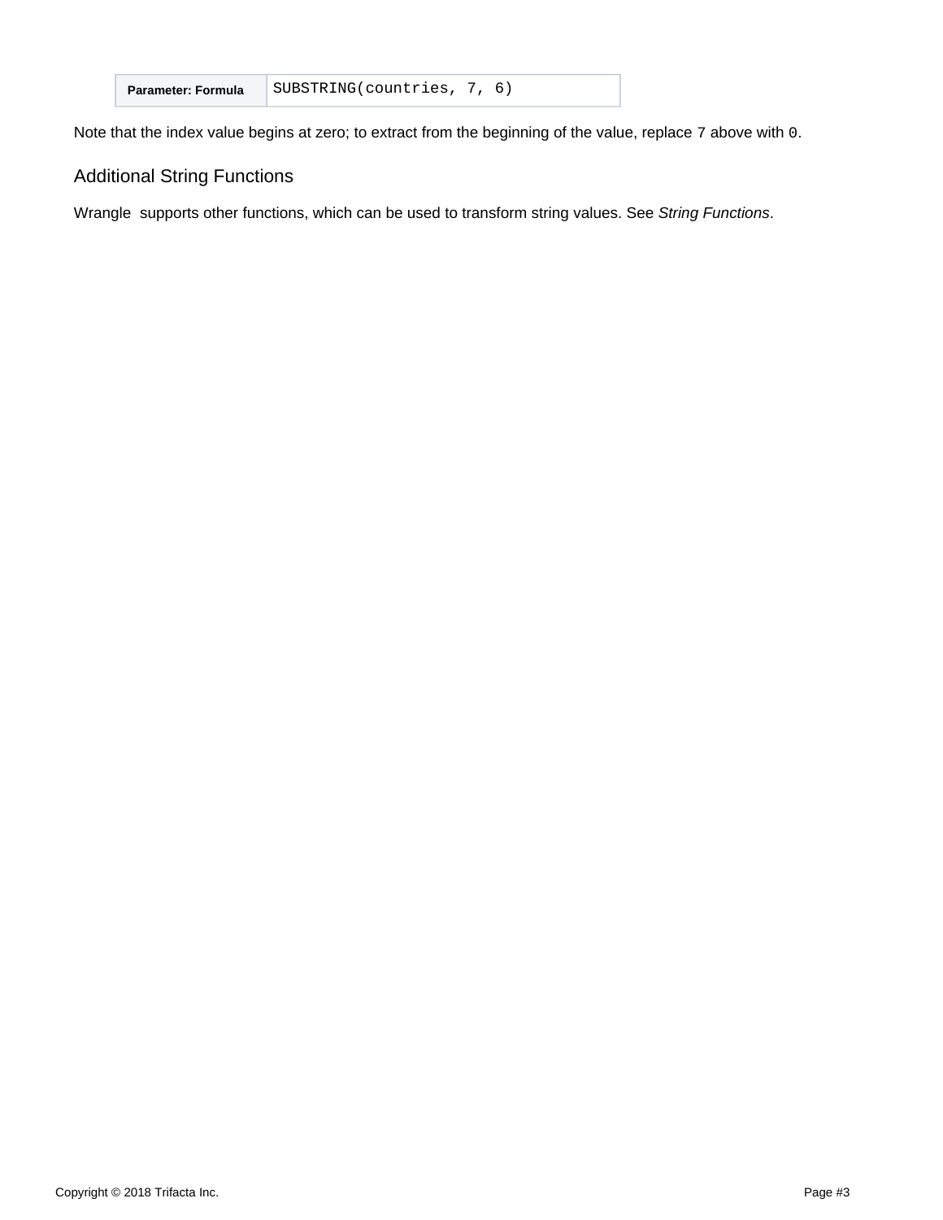| | |
|---|---|
| **Parameter: Formula** | `SUBSTRING(countries, 7, 6)` |

Note that the index value begins at zero; to extract from the beginning of the value, replace `7` above with `0`.

## Additional String Functions

Wrangle supports other functions, which can be used to transform string values. See *String Functions*.